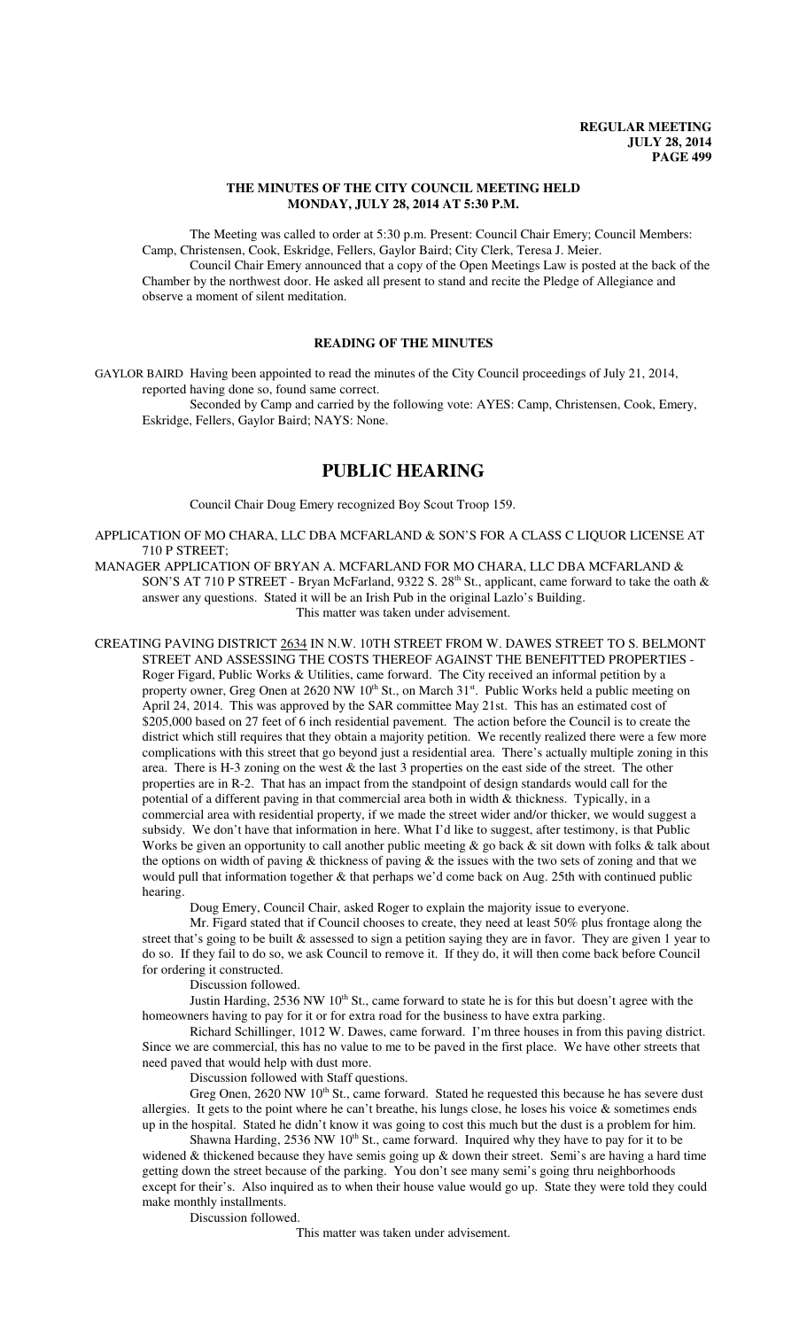**REGULAR MEETING**
**JULY 28, 2014**

## THE MINUTES OF THE CITY COUNCIL MEETING HELD MONDAY, JULY 28, 2014 AT 5:30 P.M.

The Meeting was called to order at 5:30 p.m. Present: Council Chair Emery; Council Members: Camp, Christensen, Cook, Eskridge, Fellers, Gaylor Baird; City Clerk, Teresa J. Meier.

Council Chair Emery announced that a copy of the Open Meetings Law is posted at the back of the Chamber by the northwest door. He asked all present to stand and recite the Pledge of Allegiance and observe a moment of silent meditation.

### READING OF THE MINUTES

GAYLOR BAIRD Having been appointed to read the minutes of the City Council proceedings of July 21, 2014, reported having done so, found same correct.

Seconded by Camp and carried by the following vote: AYES: Camp, Christensen, Cook, Emery, Eskridge, Fellers, Gaylor Baird; NAYS: None.

# PUBLIC HEARING

Council Chair Doug Emery recognized Boy Scout Troop 159.

APPLICATION OF MO CHARA, LLC DBA MCFARLAND & SON'S FOR A CLASS C LIQUOR LICENSE AT 710 P STREET;

MANAGER APPLICATION OF BRYAN A. MCFARLAND FOR MO CHARA, LLC DBA MCFARLAND & SON'S AT 710 P STREET - Bryan McFarland, 9322 S. 28th St., applicant, came forward to take the oath & answer any questions. Stated it will be an Irish Pub in the original Lazlo's Building.

This matter was taken under advisement.

CREATING PAVING DISTRICT 2634 IN N.W. 10TH STREET FROM W. DAWES STREET TO S. BELMONT STREET AND ASSESSING THE COSTS THEREOF AGAINST THE BENEFITTED PROPERTIES - Roger Figard, Public Works & Utilities, came forward. The City received an informal petition by a property owner, Greg Onen at 2620 NW 10th St., on March 31st. Public Works held a public meeting on April 24, 2014. This was approved by the SAR committee May 21st. This has an estimated cost of \$205,000 based on 27 feet of 6 inch residential pavement. The action before the Council is to create the district which still requires that they obtain a majority petition. We recently realized there were a few more complications with this street that go beyond just a residential area. There's actually multiple zoning in this area. There is H-3 zoning on the west & the last 3 properties on the east side of the street. The other properties are in R-2. That has an impact from the standpoint of design standards would call for the potential of a different paving in that commercial area both in width & thickness. Typically, in a commercial area with residential property, if we made the street wider and/or thicker, we would suggest a subsidy. We don't have that information in here. What I'd like to suggest, after testimony, is that Public Works be given an opportunity to call another public meeting & go back & sit down with folks & talk about the options on width of paving & thickness of paving & the issues with the two sets of zoning and that we would pull that information together & that perhaps we'd come back on Aug. 25th with continued public hearing.

Doug Emery, Council Chair, asked Roger to explain the majority issue to everyone.

Mr. Figard stated that if Council chooses to create, they need at least 50% plus frontage along the street that's going to be built & assessed to sign a petition saying they are in favor. They are given 1 year to do so. If they fail to do so, we ask Council to remove it. If they do, it will then come back before Council for ordering it constructed.

Discussion followed.

Justin Harding, 2536 NW 10th St., came forward to state he is for this but doesn't agree with the homeowners having to pay for it or for extra road for the business to have extra parking.

Richard Schillinger, 1012 W. Dawes, came forward. I'm three houses in from this paving district. Since we are commercial, this has no value to me to be paved in the first place. We have other streets that need paved that would help with dust more.

Discussion followed with Staff questions.

Greg Onen, 2620 NW 10th St., came forward. Stated he requested this because he has severe dust allergies. It gets to the point where he can't breathe, his lungs close, he loses his voice & sometimes ends up in the hospital. Stated he didn't know it was going to cost this much but the dust is a problem for him.

Shawna Harding, 2536 NW 10th St., came forward. Inquired why they have to pay for it to be widened & thickened because they have semis going up & down their street. Semi's are having a hard time getting down the street because of the parking. You don't see many semi's going thru neighborhoods except for their's. Also inquired as to when their house value would go up. State they were told they could make monthly installments.

Discussion followed.

This matter was taken under advisement.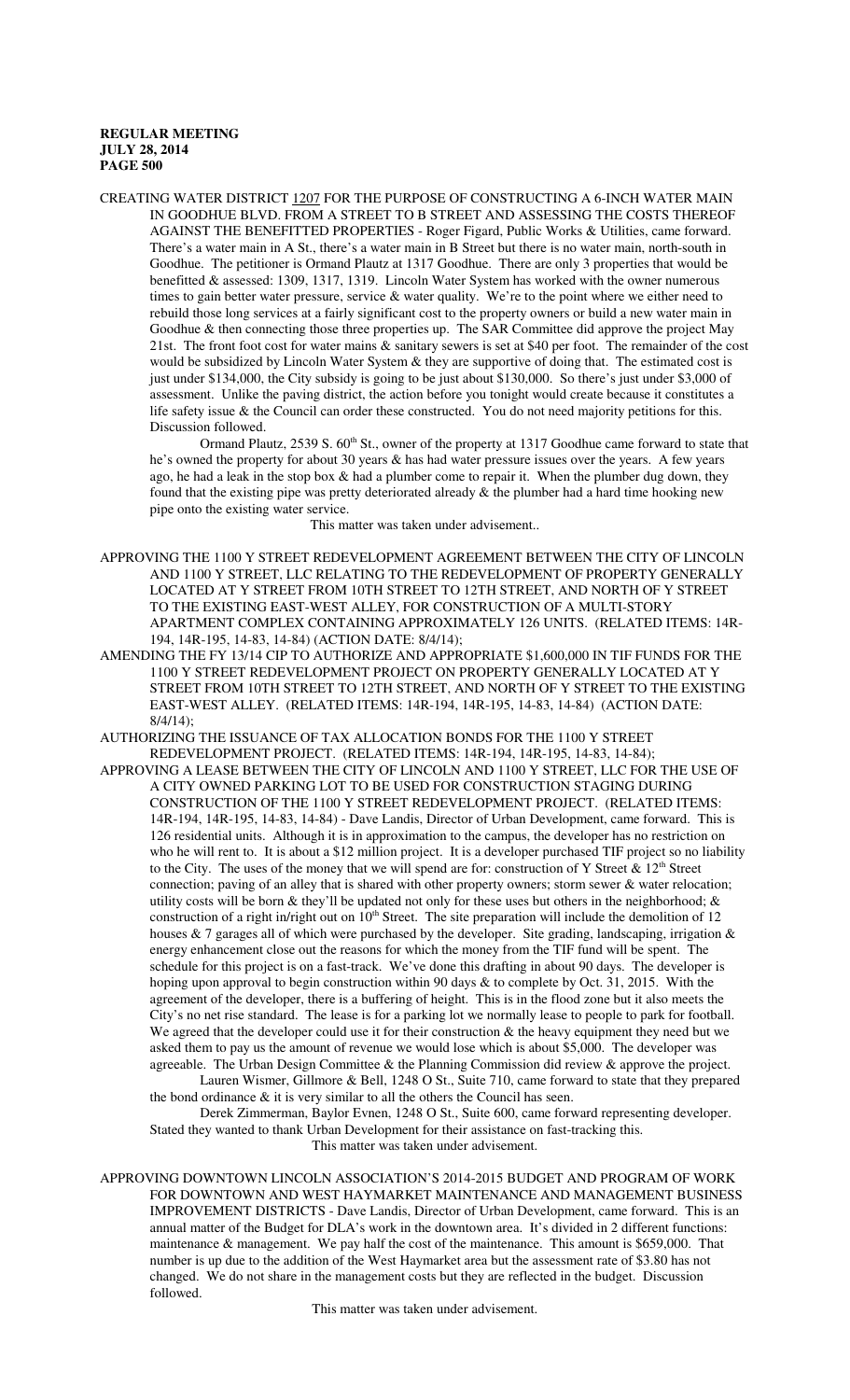CREATING WATER DISTRICT 1207 FOR THE PURPOSE OF CONSTRUCTING A 6-INCH WATER MAIN IN GOODHUE BLVD. FROM A STREET TO B STREET AND ASSESSING THE COSTS THEREOF AGAINST THE BENEFITTED PROPERTIES - Roger Figard, Public Works & Utilities, came forward. There's a water main in A St., there's a water main in B Street but there is no water main, north-south in Goodhue. The petitioner is Ormand Plautz at 1317 Goodhue. There are only 3 properties that would be benefitted & assessed: 1309, 1317, 1319. Lincoln Water System has worked with the owner numerous times to gain better water pressure, service & water quality. We're to the point where we either need to rebuild those long services at a fairly significant cost to the property owners or build a new water main in Goodhue & then connecting those three properties up. The SAR Committee did approve the project May 21st. The front foot cost for water mains & sanitary sewers is set at $40 per foot. The remainder of the cost would be subsidized by Lincoln Water System & they are supportive of doing that. The estimated cost is just under $134,000, the City subsidy is going to be just about $130,000. So there's just under $3,000 of assessment. Unlike the paving district, the action before you tonight would create because it constitutes a life safety issue & the Council can order these constructed. You do not need majority petitions for this. Discussion followed.

Ormand Plautz, 2539 S. 60th St., owner of the property at 1317 Goodhue came forward to state that he's owned the property for about 30 years & has had water pressure issues over the years. A few years ago, he had a leak in the stop box & had a plumber come to repair it. When the plumber dug down, they found that the existing pipe was pretty deteriorated already & the plumber had a hard time hooking new pipe onto the existing water service.

This matter was taken under advisement..

APPROVING THE 1100 Y STREET REDEVELOPMENT AGREEMENT BETWEEN THE CITY OF LINCOLN AND 1100 Y STREET, LLC RELATING TO THE REDEVELOPMENT OF PROPERTY GENERALLY LOCATED AT Y STREET FROM 10TH STREET TO 12TH STREET, AND NORTH OF Y STREET TO THE EXISTING EAST-WEST ALLEY, FOR CONSTRUCTION OF A MULTI-STORY APARTMENT COMPLEX CONTAINING APPROXIMATELY 126 UNITS. (RELATED ITEMS: 14R-194, 14R-195, 14-83, 14-84) (ACTION DATE: 8/4/14);

AMENDING THE FY 13/14 CIP TO AUTHORIZE AND APPROPRIATE $1,600,000 IN TIF FUNDS FOR THE 1100 Y STREET REDEVELOPMENT PROJECT ON PROPERTY GENERALLY LOCATED AT Y STREET FROM 10TH STREET TO 12TH STREET, AND NORTH OF Y STREET TO THE EXISTING EAST-WEST ALLEY. (RELATED ITEMS: 14R-194, 14R-195, 14-83, 14-84) (ACTION DATE: 8/4/14);

AUTHORIZING THE ISSUANCE OF TAX ALLOCATION BONDS FOR THE 1100 Y STREET REDEVELOPMENT PROJECT. (RELATED ITEMS: 14R-194, 14R-195, 14-83, 14-84);

APPROVING A LEASE BETWEEN THE CITY OF LINCOLN AND 1100 Y STREET, LLC FOR THE USE OF A CITY OWNED PARKING LOT TO BE USED FOR CONSTRUCTION STAGING DURING CONSTRUCTION OF THE 1100 Y STREET REDEVELOPMENT PROJECT. (RELATED ITEMS: 14R-194, 14R-195, 14-83, 14-84) - Dave Landis, Director of Urban Development, came forward. This is 126 residential units. Although it is in approximation to the campus, the developer has no restriction on who he will rent to. It is about a $12 million project. It is a developer purchased TIF project so no liability to the City. The uses of the money that we will spend are for: construction of Y Street & 12th Street connection; paving of an alley that is shared with other property owners; storm sewer & water relocation; utility costs will be born & they'll be updated not only for these uses but others in the neighborhood; & construction of a right in/right out on 10th Street. The site preparation will include the demolition of 12 houses & 7 garages all of which were purchased by the developer. Site grading, landscaping, irrigation & energy enhancement close out the reasons for which the money from the TIF fund will be spent. The schedule for this project is on a fast-track. We've done this drafting in about 90 days. The developer is hoping upon approval to begin construction within 90 days & to complete by Oct. 31, 2015. With the agreement of the developer, there is a buffering of height. This is in the flood zone but it also meets the City's no net rise standard. The lease is for a parking lot we normally lease to people to park for football. We agreed that the developer could use it for their construction & the heavy equipment they need but we asked them to pay us the amount of revenue we would lose which is about $5,000. The developer was agreeable. The Urban Design Committee & the Planning Commission did review & approve the project.

Lauren Wismer, Gillmore & Bell, 1248 O St., Suite 710, came forward to state that they prepared the bond ordinance & it is very similar to all the others the Council has seen.

Derek Zimmerman, Baylor Evnen, 1248 O St., Suite 600, came forward representing developer. Stated they wanted to thank Urban Development for their assistance on fast-tracking this.

This matter was taken under advisement.

APPROVING DOWNTOWN LINCOLN ASSOCIATION'S 2014-2015 BUDGET AND PROGRAM OF WORK FOR DOWNTOWN AND WEST HAYMARKET MAINTENANCE AND MANAGEMENT BUSINESS IMPROVEMENT DISTRICTS - Dave Landis, Director of Urban Development, came forward. This is an annual matter of the Budget for DLA's work in the downtown area. It's divided in 2 different functions: maintenance & management. We pay half the cost of the maintenance. This amount is $659,000. That number is up due to the addition of the West Haymarket area but the assessment rate of $3.80 has not changed. We do not share in the management costs but they are reflected in the budget. Discussion followed.

This matter was taken under advisement.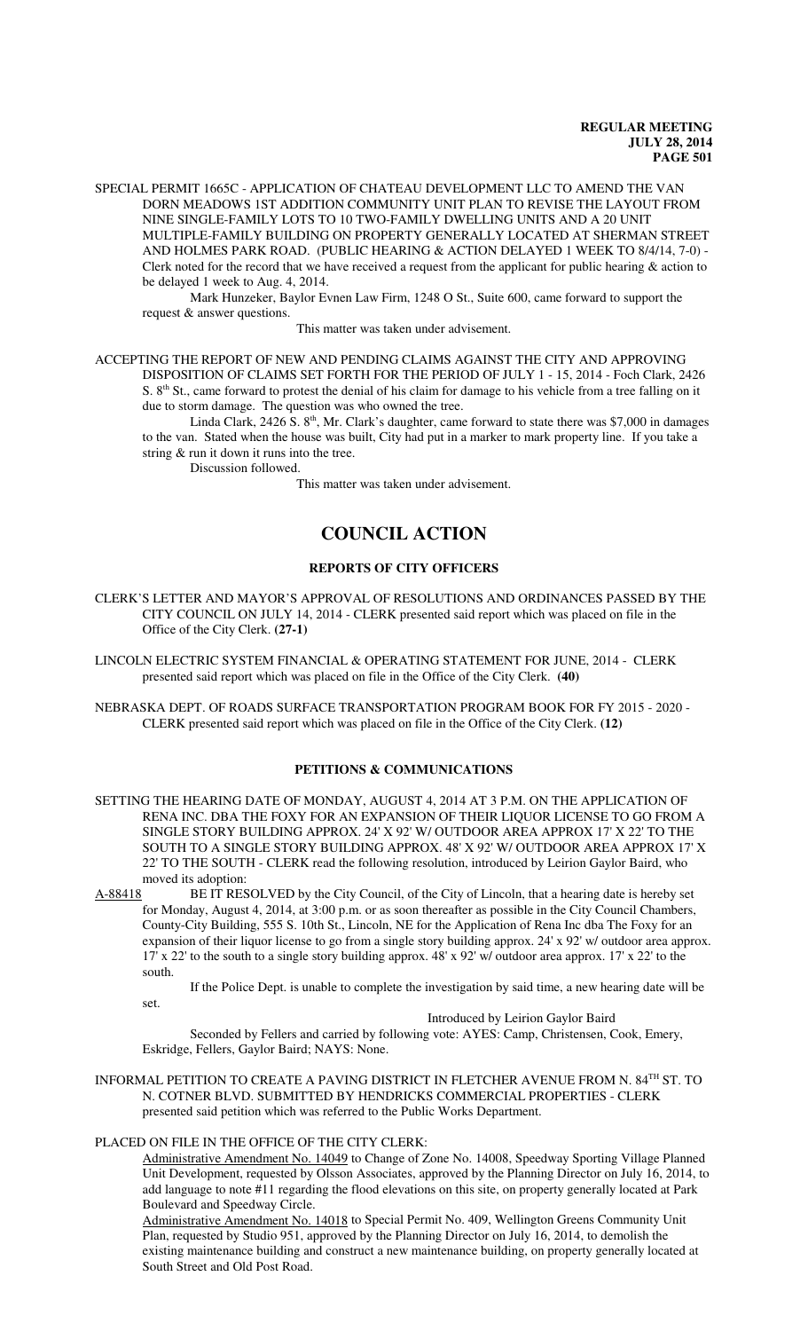SPECIAL PERMIT 1665C - APPLICATION OF CHATEAU DEVELOPMENT LLC TO AMEND THE VAN DORN MEADOWS 1ST ADDITION COMMUNITY UNIT PLAN TO REVISE THE LAYOUT FROM NINE SINGLE-FAMILY LOTS TO 10 TWO-FAMILY DWELLING UNITS AND A 20 UNIT MULTIPLE-FAMILY BUILDING ON PROPERTY GENERALLY LOCATED AT SHERMAN STREET AND HOLMES PARK ROAD. (PUBLIC HEARING & ACTION DELAYED 1 WEEK TO 8/4/14, 7-0) - Clerk noted for the record that we have received a request from the applicant for public hearing & action to be delayed 1 week to Aug. 4, 2014.

Mark Hunzeker, Baylor Evnen Law Firm, 1248 O St., Suite 600, came forward to support the request & answer questions.

This matter was taken under advisement.

ACCEPTING THE REPORT OF NEW AND PENDING CLAIMS AGAINST THE CITY AND APPROVING DISPOSITION OF CLAIMS SET FORTH FOR THE PERIOD OF JULY 1 - 15, 2014 - Foch Clark, 2426 S. 8th St., came forward to protest the denial of his claim for damage to his vehicle from a tree falling on it due to storm damage. The question was who owned the tree.

Linda Clark, 2426 S. 8th, Mr. Clark's daughter, came forward to state there was $7,000 in damages to the van. Stated when the house was built, City had put in a marker to mark property line. If you take a string & run it down it runs into the tree.

Discussion followed.

This matter was taken under advisement.

# COUNCIL ACTION

## REPORTS OF CITY OFFICERS

CLERK'S LETTER AND MAYOR'S APPROVAL OF RESOLUTIONS AND ORDINANCES PASSED BY THE CITY COUNCIL ON JULY 14, 2014 - CLERK presented said report which was placed on file in the Office of the City Clerk. **(27-1)**

LINCOLN ELECTRIC SYSTEM FINANCIAL & OPERATING STATEMENT FOR JUNE, 2014 - CLERK presented said report which was placed on file in the Office of the City Clerk. **(40)**

NEBRASKA DEPT. OF ROADS SURFACE TRANSPORTATION PROGRAM BOOK FOR FY 2015 - 2020 - CLERK presented said report which was placed on file in the Office of the City Clerk. **(12)**

## PETITIONS & COMMUNICATIONS

SETTING THE HEARING DATE OF MONDAY, AUGUST 4, 2014 AT 3 P.M. ON THE APPLICATION OF RENA INC. DBA THE FOXY FOR AN EXPANSION OF THEIR LIQUOR LICENSE TO GO FROM A SINGLE STORY BUILDING APPROX. 24' X 92' W/ OUTDOOR AREA APPROX 17' X 22' TO THE SOUTH TO A SINGLE STORY BUILDING APPROX. 48' X 92' W/ OUTDOOR AREA APPROX 17' X 22' TO THE SOUTH - CLERK read the following resolution, introduced by Leirion Gaylor Baird, who moved its adoption:

A-88418 BE IT RESOLVED by the City Council, of the City of Lincoln, that a hearing date is hereby set for Monday, August 4, 2014, at 3:00 p.m. or as soon thereafter as possible in the City Council Chambers, County-City Building, 555 S. 10th St., Lincoln, NE for the Application of Rena Inc dba The Foxy for an expansion of their liquor license to go from a single story building approx. 24' x 92' w/ outdoor area approx. 17' x 22' to the south to a single story building approx. 48' x 92' w/ outdoor area approx. 17' x 22' to the south.

If the Police Dept. is unable to complete the investigation by said time, a new hearing date will be set.

Introduced by Leirion Gaylor Baird

Seconded by Fellers and carried by following vote: AYES: Camp, Christensen, Cook, Emery, Eskridge, Fellers, Gaylor Baird; NAYS: None.

INFORMAL PETITION TO CREATE A PAVING DISTRICT IN FLETCHER AVENUE FROM N. 84TH ST. TO N. COTNER BLVD. SUBMITTED BY HENDRICKS COMMERCIAL PROPERTIES - CLERK presented said petition which was referred to the Public Works Department.

PLACED ON FILE IN THE OFFICE OF THE CITY CLERK:

Administrative Amendment No. 14049 to Change of Zone No. 14008, Speedway Sporting Village Planned Unit Development, requested by Olsson Associates, approved by the Planning Director on July 16, 2014, to add language to note #11 regarding the flood elevations on this site, on property generally located at Park Boulevard and Speedway Circle.

Administrative Amendment No. 14018 to Special Permit No. 409, Wellington Greens Community Unit Plan, requested by Studio 951, approved by the Planning Director on July 16, 2014, to demolish the existing maintenance building and construct a new maintenance building, on property generally located at South Street and Old Post Road.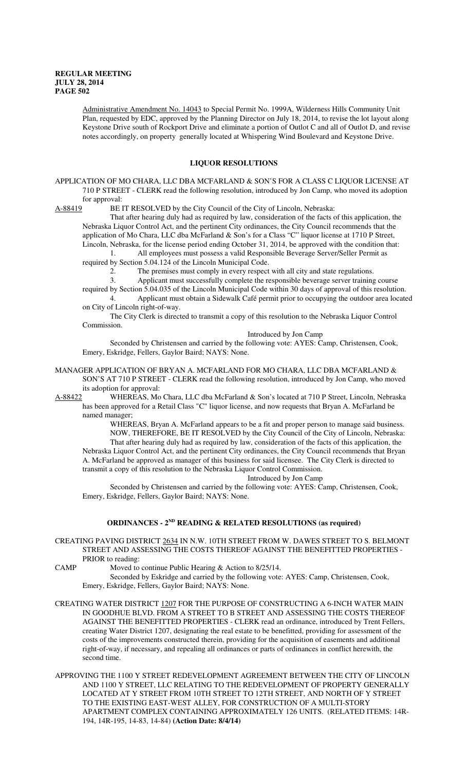Administrative Amendment No. 14043 to Special Permit No. 1999A, Wilderness Hills Community Unit Plan, requested by EDC, approved by the Planning Director on July 18, 2014, to revise the lot layout along Keystone Drive south of Rockport Drive and eliminate a portion of Outlot C and all of Outlot D, and revise notes accordingly, on property generally located at Whispering Wind Boulevard and Keystone Drive.

## LIQUOR RESOLUTIONS

APPLICATION OF MO CHARA, LLC DBA MCFARLAND & SON'S FOR A CLASS C LIQUOR LICENSE AT 710 P STREET - CLERK read the following resolution, introduced by Jon Camp, who moved its adoption for approval:

A-88419 BE IT RESOLVED by the City Council of the City of Lincoln, Nebraska:

That after hearing duly had as required by law, consideration of the facts of this application, the Nebraska Liquor Control Act, and the pertinent City ordinances, the City Council recommends that the application of Mo Chara, LLC dba McFarland & Son's for a Class "C" liquor license at 1710 P Street, Lincoln, Nebraska, for the license period ending October 31, 2014, be approved with the condition that:

1. All employees must possess a valid Responsible Beverage Server/Seller Permit as required by Section 5.04.124 of the Lincoln Municipal Code.
2. The premises must comply in every respect with all city and state regulations.
3. Applicant must successfully complete the responsible beverage server training course required by Section 5.04.035 of the Lincoln Municipal Code within 30 days of approval of this resolution.
4. Applicant must obtain a Sidewalk Café permit prior to occupying the outdoor area located on City of Lincoln right-of-way.

The City Clerk is directed to transmit a copy of this resolution to the Nebraska Liquor Control Commission.

Introduced by Jon Camp

Seconded by Christensen and carried by the following vote: AYES: Camp, Christensen, Cook, Emery, Eskridge, Fellers, Gaylor Baird; NAYS: None.

MANAGER APPLICATION OF BRYAN A. MCFARLAND FOR MO CHARA, LLC DBA MCFARLAND & SON'S AT 710 P STREET - CLERK read the following resolution, introduced by Jon Camp, who moved its adoption for approval:

A-88422 WHEREAS, Mo Chara, LLC dba McFarland & Son's located at 710 P Street, Lincoln, Nebraska has been approved for a Retail Class "C" liquor license, and now requests that Bryan A. McFarland be named manager;

WHEREAS, Bryan A. McFarland appears to be a fit and proper person to manage said business.

NOW, THEREFORE, BE IT RESOLVED by the City Council of the City of Lincoln, Nebraska:

That after hearing duly had as required by law, consideration of the facts of this application, the Nebraska Liquor Control Act, and the pertinent City ordinances, the City Council recommends that Bryan A. McFarland be approved as manager of this business for said licensee. The City Clerk is directed to transmit a copy of this resolution to the Nebraska Liquor Control Commission.

Introduced by Jon Camp

Seconded by Christensen and carried by the following vote: AYES: Camp, Christensen, Cook, Emery, Eskridge, Fellers, Gaylor Baird; NAYS: None.

## ORDINANCES - 2ND READING & RELATED RESOLUTIONS (as required)

CREATING PAVING DISTRICT 2634 IN N.W. 10TH STREET FROM W. DAWES STREET TO S. BELMONT STREET AND ASSESSING THE COSTS THEREOF AGAINST THE BENEFITTED PROPERTIES - PRIOR to reading:

CAMP Moved to continue Public Hearing & Action to 8/25/14.

Seconded by Eskridge and carried by the following vote: AYES: Camp, Christensen, Cook, Emery, Eskridge, Fellers, Gaylor Baird; NAYS: None.

CREATING WATER DISTRICT 1207 FOR THE PURPOSE OF CONSTRUCTING A 6-INCH WATER MAIN IN GOODHUE BLVD. FROM A STREET TO B STREET AND ASSESSING THE COSTS THEREOF AGAINST THE BENEFITTED PROPERTIES - CLERK read an ordinance, introduced by Trent Fellers, creating Water District 1207, designating the real estate to be benefitted, providing for assessment of the costs of the improvements constructed therein, providing for the acquisition of easements and additional right-of-way, if necessary, and repealing all ordinances or parts of ordinances in conflict herewith, the second time.

APPROVING THE 1100 Y STREET REDEVELOPMENT AGREEMENT BETWEEN THE CITY OF LINCOLN AND 1100 Y STREET, LLC RELATING TO THE REDEVELOPMENT OF PROPERTY GENERALLY LOCATED AT Y STREET FROM 10TH STREET TO 12TH STREET, AND NORTH OF Y STREET TO THE EXISTING EAST-WEST ALLEY, FOR CONSTRUCTION OF A MULTI-STORY APARTMENT COMPLEX CONTAINING APPROXIMATELY 126 UNITS. (RELATED ITEMS: 14R-194, 14R-195, 14-83, 14-84) **(Action Date: 8/4/14)**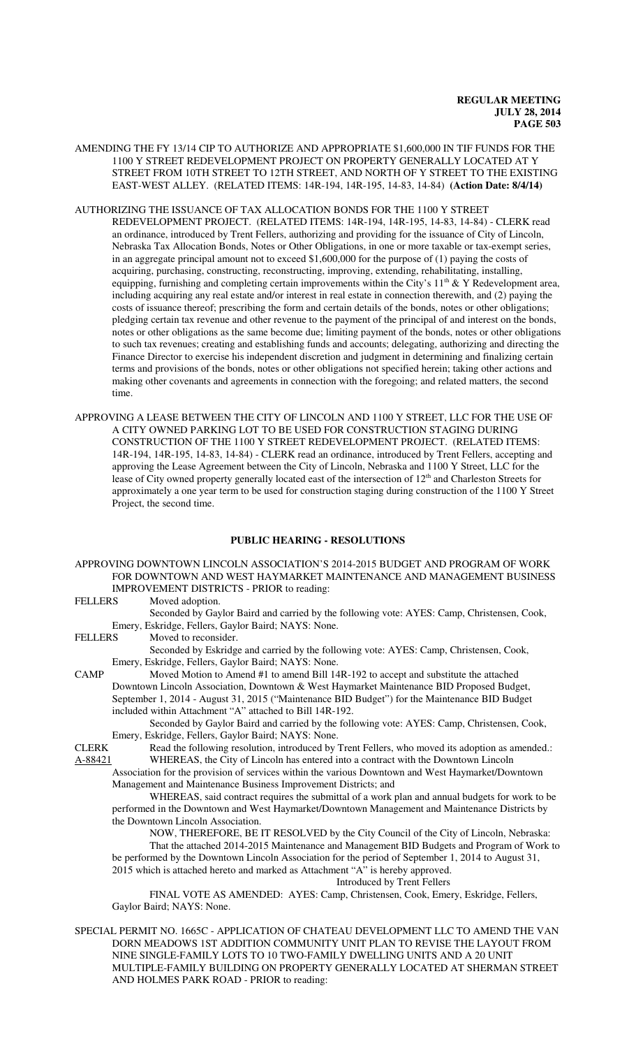AMENDING THE FY 13/14 CIP TO AUTHORIZE AND APPROPRIATE $1,600,000 IN TIF FUNDS FOR THE 1100 Y STREET REDEVELOPMENT PROJECT ON PROPERTY GENERALLY LOCATED AT Y STREET FROM 10TH STREET TO 12TH STREET, AND NORTH OF Y STREET TO THE EXISTING EAST-WEST ALLEY. (RELATED ITEMS: 14R-194, 14R-195, 14-83, 14-84) **(Action Date: 8/4/14)**

AUTHORIZING THE ISSUANCE OF TAX ALLOCATION BONDS FOR THE 1100 Y STREET REDEVELOPMENT PROJECT. (RELATED ITEMS: 14R-194, 14R-195, 14-83, 14-84) - CLERK read an ordinance, introduced by Trent Fellers, authorizing and providing for the issuance of City of Lincoln, Nebraska Tax Allocation Bonds, Notes or Other Obligations, in one or more taxable or tax-exempt series, in an aggregate principal amount not to exceed $1,600,000 for the purpose of (1) paying the costs of acquiring, purchasing, constructing, reconstructing, improving, extending, rehabilitating, installing, equipping, furnishing and completing certain improvements within the City's 11th & Y Redevelopment area, including acquiring any real estate and/or interest in real estate in connection therewith, and (2) paying the costs of issuance thereof; prescribing the form and certain details of the bonds, notes or other obligations; pledging certain tax revenue and other revenue to the payment of the principal of and interest on the bonds, notes or other obligations as the same become due; limiting payment of the bonds, notes or other obligations to such tax revenues; creating and establishing funds and accounts; delegating, authorizing and directing the Finance Director to exercise his independent discretion and judgment in determining and finalizing certain terms and provisions of the bonds, notes or other obligations not specified herein; taking other actions and making other covenants and agreements in connection with the foregoing; and related matters, the second time.

APPROVING A LEASE BETWEEN THE CITY OF LINCOLN AND 1100 Y STREET, LLC FOR THE USE OF A CITY OWNED PARKING LOT TO BE USED FOR CONSTRUCTION STAGING DURING CONSTRUCTION OF THE 1100 Y STREET REDEVELOPMENT PROJECT. (RELATED ITEMS: 14R-194, 14R-195, 14-83, 14-84) - CLERK read an ordinance, introduced by Trent Fellers, accepting and approving the Lease Agreement between the City of Lincoln, Nebraska and 1100 Y Street, LLC for the lease of City owned property generally located east of the intersection of 12th and Charleston Streets for approximately a one year term to be used for construction staging during construction of the 1100 Y Street Project, the second time.

## PUBLIC HEARING - RESOLUTIONS

APPROVING DOWNTOWN LINCOLN ASSOCIATION'S 2014-2015 BUDGET AND PROGRAM OF WORK FOR DOWNTOWN AND WEST HAYMARKET MAINTENANCE AND MANAGEMENT BUSINESS IMPROVEMENT DISTRICTS - PRIOR to reading:

FELLERS Moved adoption.

Seconded by Gaylor Baird and carried by the following vote: AYES: Camp, Christensen, Cook, Emery, Eskridge, Fellers, Gaylor Baird; NAYS: None.

FELLERS Moved to reconsider.

Seconded by Eskridge and carried by the following vote: AYES: Camp, Christensen, Cook, Emery, Eskridge, Fellers, Gaylor Baird; NAYS: None.

CAMP Moved Motion to Amend #1 to amend Bill 14R-192 to accept and substitute the attached Downtown Lincoln Association, Downtown & West Haymarket Maintenance BID Proposed Budget, September 1, 2014 - August 31, 2015 ("Maintenance BID Budget") for the Maintenance BID Budget included within Attachment "A" attached to Bill 14R-192.

Seconded by Gaylor Baird and carried by the following vote: AYES: Camp, Christensen, Cook, Emery, Eskridge, Fellers, Gaylor Baird; NAYS: None.

CLERK Read the following resolution, introduced by Trent Fellers, who moved its adoption as amended.:

A-88421 WHEREAS, the City of Lincoln has entered into a contract with the Downtown Lincoln Association for the provision of services within the various Downtown and West Haymarket/Downtown Management and Maintenance Business Improvement Districts; and

WHEREAS, said contract requires the submittal of a work plan and annual budgets for work to be performed in the Downtown and West Haymarket/Downtown Management and Maintenance Districts by the Downtown Lincoln Association.

NOW, THEREFORE, BE IT RESOLVED by the City Council of the City of Lincoln, Nebraska:

That the attached 2014-2015 Maintenance and Management BID Budgets and Program of Work to be performed by the Downtown Lincoln Association for the period of September 1, 2014 to August 31, 2015 which is attached hereto and marked as Attachment "A" is hereby approved.

Introduced by Trent Fellers

FINAL VOTE AS AMENDED: AYES: Camp, Christensen, Cook, Emery, Eskridge, Fellers, Gaylor Baird; NAYS: None.

SPECIAL PERMIT NO. 1665C - APPLICATION OF CHATEAU DEVELOPMENT LLC TO AMEND THE VAN DORN MEADOWS 1ST ADDITION COMMUNITY UNIT PLAN TO REVISE THE LAYOUT FROM NINE SINGLE-FAMILY LOTS TO 10 TWO-FAMILY DWELLING UNITS AND A 20 UNIT MULTIPLE-FAMILY BUILDING ON PROPERTY GENERALLY LOCATED AT SHERMAN STREET AND HOLMES PARK ROAD - PRIOR to reading: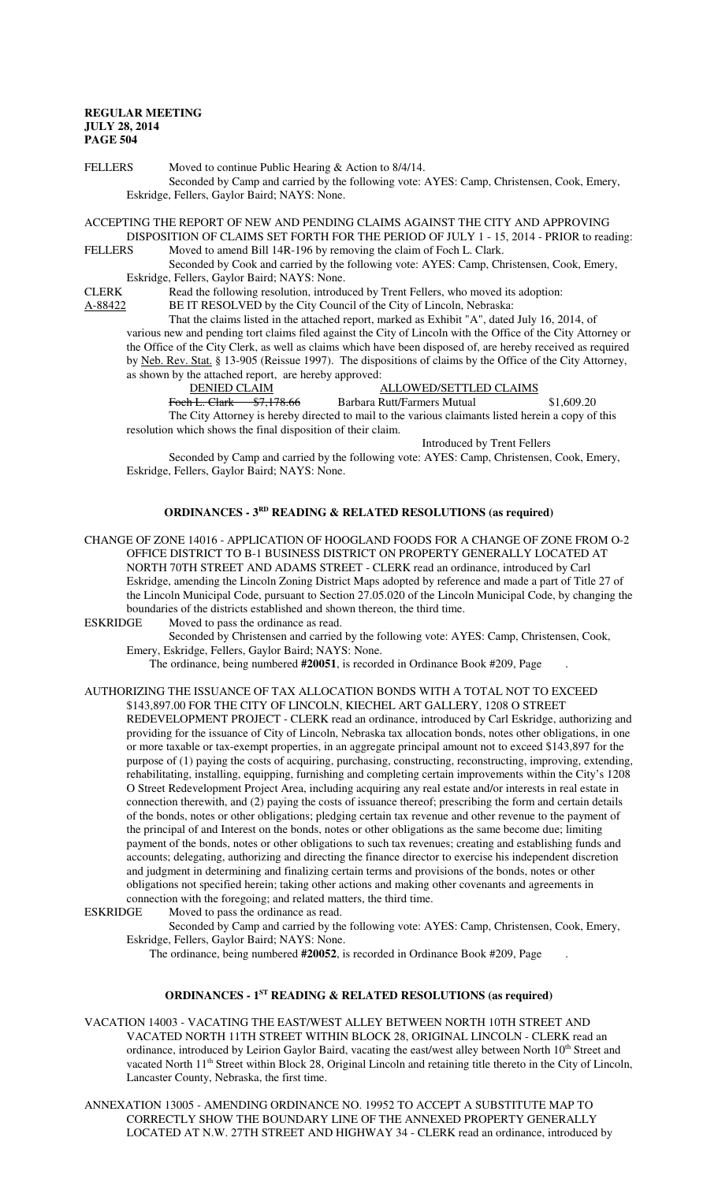FELLERS Moved to continue Public Hearing & Action to 8/4/14.

Seconded by Camp and carried by the following vote: AYES: Camp, Christensen, Cook, Emery, Eskridge, Fellers, Gaylor Baird; NAYS: None.

ACCEPTING THE REPORT OF NEW AND PENDING CLAIMS AGAINST THE CITY AND APPROVING DISPOSITION OF CLAIMS SET FORTH FOR THE PERIOD OF JULY 1 - 15, 2014 - PRIOR to reading:

FELLERS Moved to amend Bill 14R-196 by removing the claim of Foch L. Clark.

Seconded by Cook and carried by the following vote: AYES: Camp, Christensen, Cook, Emery, Eskridge, Fellers, Gaylor Baird; NAYS: None.

CLERK Read the following resolution, introduced by Trent Fellers, who moved its adoption:

A-88422 BE IT RESOLVED by the City Council of the City of Lincoln, Nebraska:

That the claims listed in the attached report, marked as Exhibit "A", dated July 16, 2014, of various new and pending tort claims filed against the City of Lincoln with the Office of the City Attorney or the Office of the City Clerk, as well as claims which have been disposed of, are hereby received as required by Neb. Rev. Stat. § 13-905 (Reissue 1997). The dispositions of claims by the Office of the City Attorney, as shown by the attached report, are hereby approved:

| DENIED CLAIM | | ALLOWED/SETTLED CLAIMS | |
|---|---|---|---|
| ~~Foch L. Clark~~ | ~~$7,178.66~~ | Barbara Rutt/Farmers Mutual | $1,609.20 |

The City Attorney is hereby directed to mail to the various claimants listed herein a copy of this resolution which shows the final disposition of their claim.

Introduced by Trent Fellers

Seconded by Camp and carried by the following vote: AYES: Camp, Christensen, Cook, Emery, Eskridge, Fellers, Gaylor Baird; NAYS: None.

## ORDINANCES - 3RD READING & RELATED RESOLUTIONS (as required)

CHANGE OF ZONE 14016 - APPLICATION OF HOOGLAND FOODS FOR A CHANGE OF ZONE FROM O-2 OFFICE DISTRICT TO B-1 BUSINESS DISTRICT ON PROPERTY GENERALLY LOCATED AT NORTH 70TH STREET AND ADAMS STREET - CLERK read an ordinance, introduced by Carl Eskridge, amending the Lincoln Zoning District Maps adopted by reference and made a part of Title 27 of the Lincoln Municipal Code, pursuant to Section 27.05.020 of the Lincoln Municipal Code, by changing the boundaries of the districts established and shown thereon, the third time.

ESKRIDGE Moved to pass the ordinance as read.

Seconded by Christensen and carried by the following vote: AYES: Camp, Christensen, Cook, Emery, Eskridge, Fellers, Gaylor Baird; NAYS: None.

The ordinance, being numbered **#20051**, is recorded in Ordinance Book #209, Page .

AUTHORIZING THE ISSUANCE OF TAX ALLOCATION BONDS WITH A TOTAL NOT TO EXCEED $143,897.00 FOR THE CITY OF LINCOLN, KIECHEL ART GALLERY, 1208 O STREET REDEVELOPMENT PROJECT - CLERK read an ordinance, introduced by Carl Eskridge, authorizing and providing for the issuance of City of Lincoln, Nebraska tax allocation bonds, notes other obligations, in one or more taxable or tax-exempt properties, in an aggregate principal amount not to exceed $143,897 for the purpose of (1) paying the costs of acquiring, purchasing, constructing, reconstructing, improving, extending, rehabilitating, installing, equipping, furnishing and completing certain improvements within the City's 1208 O Street Redevelopment Project Area, including acquiring any real estate and/or interests in real estate in connection therewith, and (2) paying the costs of issuance thereof; prescribing the form and certain details of the bonds, notes or other obligations; pledging certain tax revenue and other revenue to the payment of the principal of and Interest on the bonds, notes or other obligations as the same become due; limiting payment of the bonds, notes or other obligations to such tax revenues; creating and establishing funds and accounts; delegating, authorizing and directing the finance director to exercise his independent discretion and judgment in determining and finalizing certain terms and provisions of the bonds, notes or other obligations not specified herein; taking other actions and making other covenants and agreements in connection with the foregoing; and related matters, the third time.

ESKRIDGE Moved to pass the ordinance as read.

Seconded by Camp and carried by the following vote: AYES: Camp, Christensen, Cook, Emery, Eskridge, Fellers, Gaylor Baird; NAYS: None.

The ordinance, being numbered **#20052**, is recorded in Ordinance Book #209, Page .

## ORDINANCES - 1ST READING & RELATED RESOLUTIONS (as required)

VACATION 14003 - VACATING THE EAST/WEST ALLEY BETWEEN NORTH 10TH STREET AND VACATED NORTH 11TH STREET WITHIN BLOCK 28, ORIGINAL LINCOLN - CLERK read an ordinance, introduced by Leirion Gaylor Baird, vacating the east/west alley between North 10th Street and vacated North 11th Street within Block 28, Original Lincoln and retaining title thereto in the City of Lincoln, Lancaster County, Nebraska, the first time.

ANNEXATION 13005 - AMENDING ORDINANCE NO. 19952 TO ACCEPT A SUBSTITUTE MAP TO CORRECTLY SHOW THE BOUNDARY LINE OF THE ANNEXED PROPERTY GENERALLY LOCATED AT N.W. 27TH STREET AND HIGHWAY 34 - CLERK read an ordinance, introduced by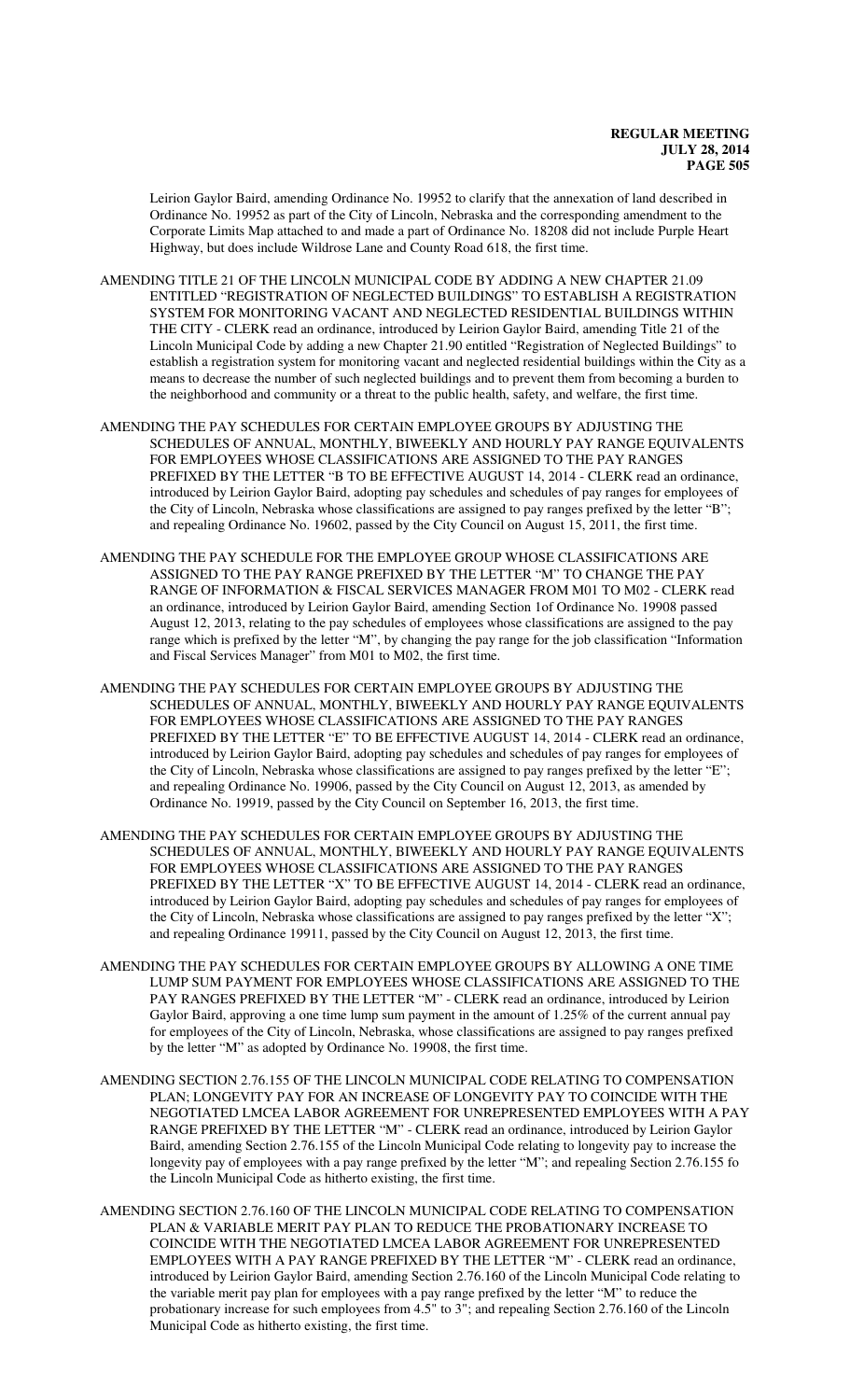Leirion Gaylor Baird, amending Ordinance No. 19952 to clarify that the annexation of land described in Ordinance No. 19952 as part of the City of Lincoln, Nebraska and the corresponding amendment to the Corporate Limits Map attached to and made a part of Ordinance No. 18208 did not include Purple Heart Highway, but does include Wildrose Lane and County Road 618, the first time.

AMENDING TITLE 21 OF THE LINCOLN MUNICIPAL CODE BY ADDING A NEW CHAPTER 21.09 ENTITLED "REGISTRATION OF NEGLECTED BUILDINGS" TO ESTABLISH A REGISTRATION SYSTEM FOR MONITORING VACANT AND NEGLECTED RESIDENTIAL BUILDINGS WITHIN THE CITY - CLERK read an ordinance, introduced by Leirion Gaylor Baird, amending Title 21 of the Lincoln Municipal Code by adding a new Chapter 21.90 entitled "Registration of Neglected Buildings" to establish a registration system for monitoring vacant and neglected residential buildings within the City as a means to decrease the number of such neglected buildings and to prevent them from becoming a burden to the neighborhood and community or a threat to the public health, safety, and welfare, the first time.

AMENDING THE PAY SCHEDULES FOR CERTAIN EMPLOYEE GROUPS BY ADJUSTING THE SCHEDULES OF ANNUAL, MONTHLY, BIWEEKLY AND HOURLY PAY RANGE EQUIVALENTS FOR EMPLOYEES WHOSE CLASSIFICATIONS ARE ASSIGNED TO THE PAY RANGES PREFIXED BY THE LETTER "B TO BE EFFECTIVE AUGUST 14, 2014 - CLERK read an ordinance, introduced by Leirion Gaylor Baird, adopting pay schedules and schedules of pay ranges for employees of the City of Lincoln, Nebraska whose classifications are assigned to pay ranges prefixed by the letter "B"; and repealing Ordinance No. 19602, passed by the City Council on August 15, 2011, the first time.

AMENDING THE PAY SCHEDULE FOR THE EMPLOYEE GROUP WHOSE CLASSIFICATIONS ARE ASSIGNED TO THE PAY RANGE PREFIXED BY THE LETTER "M" TO CHANGE THE PAY RANGE OF INFORMATION & FISCAL SERVICES MANAGER FROM M01 TO M02 - CLERK read an ordinance, introduced by Leirion Gaylor Baird, amending Section 1of Ordinance No. 19908 passed August 12, 2013, relating to the pay schedules of employees whose classifications are assigned to the pay range which is prefixed by the letter "M", by changing the pay range for the job classification "Information and Fiscal Services Manager" from M01 to M02, the first time.

AMENDING THE PAY SCHEDULES FOR CERTAIN EMPLOYEE GROUPS BY ADJUSTING THE SCHEDULES OF ANNUAL, MONTHLY, BIWEEKLY AND HOURLY PAY RANGE EQUIVALENTS FOR EMPLOYEES WHOSE CLASSIFICATIONS ARE ASSIGNED TO THE PAY RANGES PREFIXED BY THE LETTER "E" TO BE EFFECTIVE AUGUST 14, 2014 - CLERK read an ordinance, introduced by Leirion Gaylor Baird, adopting pay schedules and schedules of pay ranges for employees of the City of Lincoln, Nebraska whose classifications are assigned to pay ranges prefixed by the letter "E"; and repealing Ordinance No. 19906, passed by the City Council on August 12, 2013, as amended by Ordinance No. 19919, passed by the City Council on September 16, 2013, the first time.

AMENDING THE PAY SCHEDULES FOR CERTAIN EMPLOYEE GROUPS BY ADJUSTING THE SCHEDULES OF ANNUAL, MONTHLY, BIWEEKLY AND HOURLY PAY RANGE EQUIVALENTS FOR EMPLOYEES WHOSE CLASSIFICATIONS ARE ASSIGNED TO THE PAY RANGES PREFIXED BY THE LETTER "X" TO BE EFFECTIVE AUGUST 14, 2014 - CLERK read an ordinance, introduced by Leirion Gaylor Baird, adopting pay schedules and schedules of pay ranges for employees of the City of Lincoln, Nebraska whose classifications are assigned to pay ranges prefixed by the letter "X"; and repealing Ordinance 19911, passed by the City Council on August 12, 2013, the first time.

AMENDING THE PAY SCHEDULES FOR CERTAIN EMPLOYEE GROUPS BY ALLOWING A ONE TIME LUMP SUM PAYMENT FOR EMPLOYEES WHOSE CLASSIFICATIONS ARE ASSIGNED TO THE PAY RANGES PREFIXED BY THE LETTER "M" - CLERK read an ordinance, introduced by Leirion Gaylor Baird, approving a one time lump sum payment in the amount of 1.25% of the current annual pay for employees of the City of Lincoln, Nebraska, whose classifications are assigned to pay ranges prefixed by the letter "M" as adopted by Ordinance No. 19908, the first time.

AMENDING SECTION 2.76.155 OF THE LINCOLN MUNICIPAL CODE RELATING TO COMPENSATION PLAN; LONGEVITY PAY FOR AN INCREASE OF LONGEVITY PAY TO COINCIDE WITH THE NEGOTIATED LMCEA LABOR AGREEMENT FOR UNREPRESENTED EMPLOYEES WITH A PAY RANGE PREFIXED BY THE LETTER "M" - CLERK read an ordinance, introduced by Leirion Gaylor Baird, amending Section 2.76.155 of the Lincoln Municipal Code relating to longevity pay to increase the longevity pay of employees with a pay range prefixed by the letter "M"; and repealing Section 2.76.155 fo the Lincoln Municipal Code as hitherto existing, the first time.

AMENDING SECTION 2.76.160 OF THE LINCOLN MUNICIPAL CODE RELATING TO COMPENSATION PLAN & VARIABLE MERIT PAY PLAN TO REDUCE THE PROBATIONARY INCREASE TO COINCIDE WITH THE NEGOTIATED LMCEA LABOR AGREEMENT FOR UNREPRESENTED EMPLOYEES WITH A PAY RANGE PREFIXED BY THE LETTER "M" - CLERK read an ordinance, introduced by Leirion Gaylor Baird, amending Section 2.76.160 of the Lincoln Municipal Code relating to the variable merit pay plan for employees with a pay range prefixed by the letter "M" to reduce the probationary increase for such employees from 4.5" to 3"; and repealing Section 2.76.160 of the Lincoln Municipal Code as hitherto existing, the first time.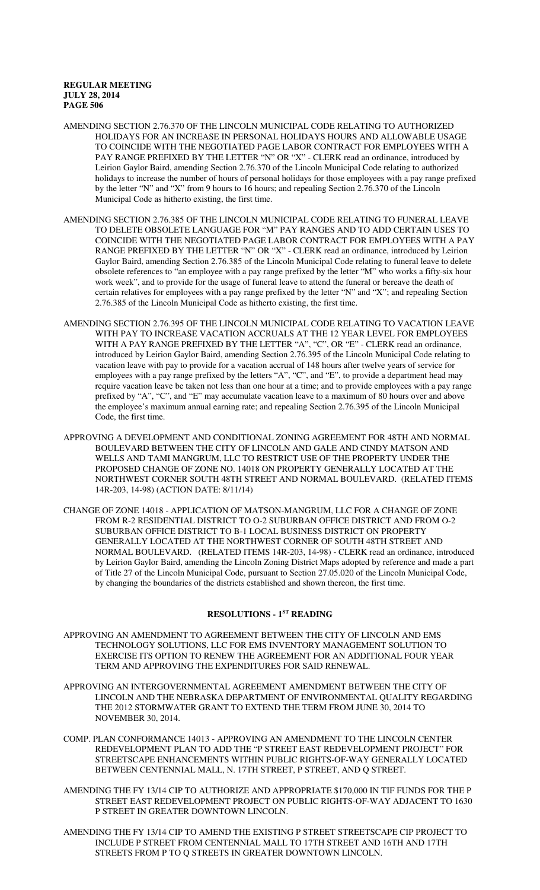AMENDING SECTION 2.76.370 OF THE LINCOLN MUNICIPAL CODE RELATING TO AUTHORIZED HOLIDAYS FOR AN INCREASE IN PERSONAL HOLIDAYS HOURS AND ALLOWABLE USAGE TO COINCIDE WITH THE NEGOTIATED PAGE LABOR CONTRACT FOR EMPLOYEES WITH A PAY RANGE PREFIXED BY THE LETTER "N" OR "X" - CLERK read an ordinance, introduced by Leirion Gaylor Baird, amending Section 2.76.370 of the Lincoln Municipal Code relating to authorized holidays to increase the number of hours of personal holidays for those employees with a pay range prefixed by the letter "N" and "X" from 9 hours to 16 hours; and repealing Section 2.76.370 of the Lincoln Municipal Code as hitherto existing, the first time.

AMENDING SECTION 2.76.385 OF THE LINCOLN MUNICIPAL CODE RELATING TO FUNERAL LEAVE TO DELETE OBSOLETE LANGUAGE FOR "M" PAY RANGES AND TO ADD CERTAIN USES TO COINCIDE WITH THE NEGOTIATED PAGE LABOR CONTRACT FOR EMPLOYEES WITH A PAY RANGE PREFIXED BY THE LETTER "N" OR "X" - CLERK read an ordinance, introduced by Leirion Gaylor Baird, amending Section 2.76.385 of the Lincoln Municipal Code relating to funeral leave to delete obsolete references to "an employee with a pay range prefixed by the letter "M" who works a fifty-six hour work week", and to provide for the usage of funeral leave to attend the funeral or bereave the death of certain relatives for employees with a pay range prefixed by the letter "N" and "X"; and repealing Section 2.76.385 of the Lincoln Municipal Code as hitherto existing, the first time.

AMENDING SECTION 2.76.395 OF THE LINCOLN MUNICIPAL CODE RELATING TO VACATION LEAVE WITH PAY TO INCREASE VACATION ACCRUALS AT THE 12 YEAR LEVEL FOR EMPLOYEES WITH A PAY RANGE PREFIXED BY THE LETTER "A", "C", OR "E" - CLERK read an ordinance, introduced by Leirion Gaylor Baird, amending Section 2.76.395 of the Lincoln Municipal Code relating to vacation leave with pay to provide for a vacation accrual of 148 hours after twelve years of service for employees with a pay range prefixed by the letters "A", "C", and "E", to provide a department head may require vacation leave be taken not less than one hour at a time; and to provide employees with a pay range prefixed by "A", "C", and "E" may accumulate vacation leave to a maximum of 80 hours over and above the employee's maximum annual earning rate; and repealing Section 2.76.395 of the Lincoln Municipal Code, the first time.

APPROVING A DEVELOPMENT AND CONDITIONAL ZONING AGREEMENT FOR 48TH AND NORMAL BOULEVARD BETWEEN THE CITY OF LINCOLN AND GALE AND CINDY MATSON AND WELLS AND TAMI MANGRUM, LLC TO RESTRICT USE OF THE PROPERTY UNDER THE PROPOSED CHANGE OF ZONE NO. 14018 ON PROPERTY GENERALLY LOCATED AT THE NORTHWEST CORNER SOUTH 48TH STREET AND NORMAL BOULEVARD. (RELATED ITEMS 14R-203, 14-98) (ACTION DATE: 8/11/14)

CHANGE OF ZONE 14018 - APPLICATION OF MATSON-MANGRUM, LLC FOR A CHANGE OF ZONE FROM R-2 RESIDENTIAL DISTRICT TO O-2 SUBURBAN OFFICE DISTRICT AND FROM O-2 SUBURBAN OFFICE DISTRICT TO B-1 LOCAL BUSINESS DISTRICT ON PROPERTY GENERALLY LOCATED AT THE NORTHWEST CORNER OF SOUTH 48TH STREET AND NORMAL BOULEVARD. (RELATED ITEMS 14R-203, 14-98) - CLERK read an ordinance, introduced by Leirion Gaylor Baird, amending the Lincoln Zoning District Maps adopted by reference and made a part of Title 27 of the Lincoln Municipal Code, pursuant to Section 27.05.020 of the Lincoln Municipal Code, by changing the boundaries of the districts established and shown thereon, the first time.

## RESOLUTIONS - 1ST READING

APPROVING AN AMENDMENT TO AGREEMENT BETWEEN THE CITY OF LINCOLN AND EMS TECHNOLOGY SOLUTIONS, LLC FOR EMS INVENTORY MANAGEMENT SOLUTION TO EXERCISE ITS OPTION TO RENEW THE AGREEMENT FOR AN ADDITIONAL FOUR YEAR TERM AND APPROVING THE EXPENDITURES FOR SAID RENEWAL.

APPROVING AN INTERGOVERNMENTAL AGREEMENT AMENDMENT BETWEEN THE CITY OF LINCOLN AND THE NEBRASKA DEPARTMENT OF ENVIRONMENTAL QUALITY REGARDING THE 2012 STORMWATER GRANT TO EXTEND THE TERM FROM JUNE 30, 2014 TO NOVEMBER 30, 2014.

COMP. PLAN CONFORMANCE 14013 - APPROVING AN AMENDMENT TO THE LINCOLN CENTER REDEVELOPMENT PLAN TO ADD THE "P STREET EAST REDEVELOPMENT PROJECT" FOR STREETSCAPE ENHANCEMENTS WITHIN PUBLIC RIGHTS-OF-WAY GENERALLY LOCATED BETWEEN CENTENNIAL MALL, N. 17TH STREET, P STREET, AND Q STREET.

AMENDING THE FY 13/14 CIP TO AUTHORIZE AND APPROPRIATE $170,000 IN TIF FUNDS FOR THE P STREET EAST REDEVELOPMENT PROJECT ON PUBLIC RIGHTS-OF-WAY ADJACENT TO 1630 P STREET IN GREATER DOWNTOWN LINCOLN.

AMENDING THE FY 13/14 CIP TO AMEND THE EXISTING P STREET STREETSCAPE CIP PROJECT TO INCLUDE P STREET FROM CENTENNIAL MALL TO 17TH STREET AND 16TH AND 17TH STREETS FROM P TO Q STREETS IN GREATER DOWNTOWN LINCOLN.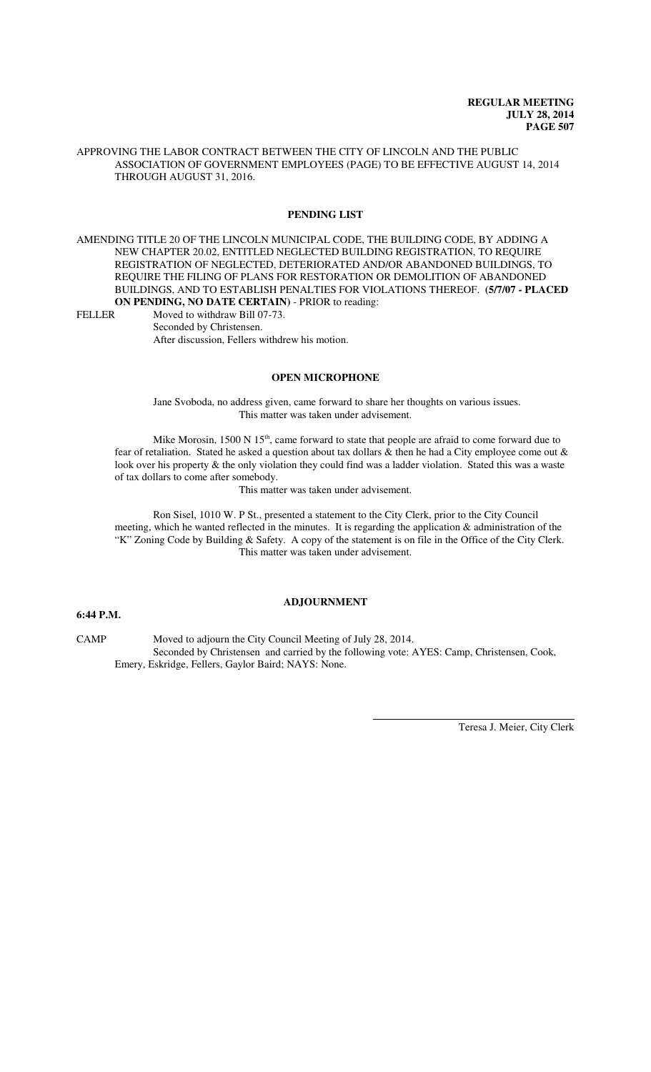APPROVING THE LABOR CONTRACT BETWEEN THE CITY OF LINCOLN AND THE PUBLIC ASSOCIATION OF GOVERNMENT EMPLOYEES (PAGE) TO BE EFFECTIVE AUGUST 14, 2014 THROUGH AUGUST 31, 2016.

## PENDING LIST

AMENDING TITLE 20 OF THE LINCOLN MUNICIPAL CODE, THE BUILDING CODE, BY ADDING A NEW CHAPTER 20.02, ENTITLED NEGLECTED BUILDING REGISTRATION, TO REQUIRE REGISTRATION OF NEGLECTED, DETERIORATED AND/OR ABANDONED BUILDINGS, TO REQUIRE THE FILING OF PLANS FOR RESTORATION OR DEMOLITION OF ABANDONED BUILDINGS, AND TO ESTABLISH PENALTIES FOR VIOLATIONS THEREOF. **(5/7/07 - PLACED ON PENDING, NO DATE CERTAIN)** - PRIOR to reading:

FELLER Moved to withdraw Bill 07-73.
Seconded by Christensen.
After discussion, Fellers withdrew his motion.

## OPEN MICROPHONE

Jane Svoboda, no address given, came forward to share her thoughts on various issues.
This matter was taken under advisement.

Mike Morosin, 1500 N 15th, came forward to state that people are afraid to come forward due to fear of retaliation. Stated he asked a question about tax dollars & then he had a City employee come out & look over his property & the only violation they could find was a ladder violation. Stated this was a waste of tax dollars to come after somebody.
This matter was taken under advisement.

Ron Sisel, 1010 W. P St., presented a statement to the City Clerk, prior to the City Council meeting, which he wanted reflected in the minutes. It is regarding the application & administration of the "K" Zoning Code by Building & Safety. A copy of the statement is on file in the Office of the City Clerk.
This matter was taken under advisement.

## ADJOURNMENT

**6:44 P.M.**

CAMP Moved to adjourn the City Council Meeting of July 28, 2014.
Seconded by Christensen and carried by the following vote: AYES: Camp, Christensen, Cook, Emery, Eskridge, Fellers, Gaylor Baird; NAYS: None.

Teresa J. Meier, City Clerk